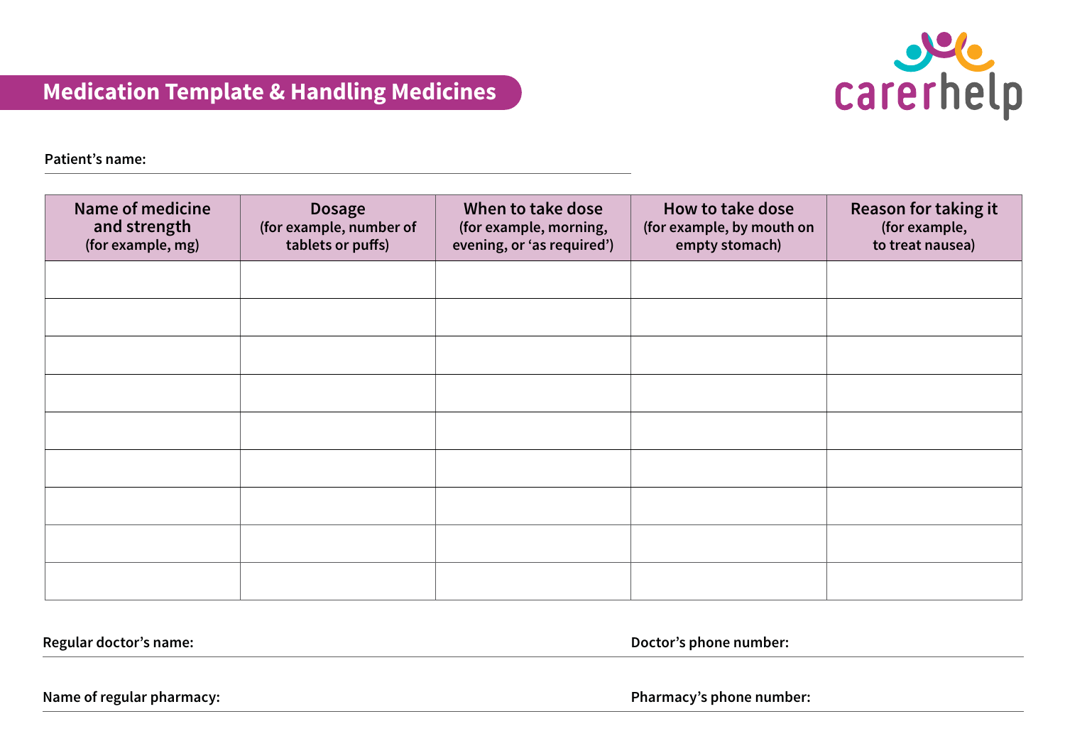# Medication Template & Handling Medicines

carerhelp

**Patient's name:**

| Name of medicine and strength (for example, mg) | Dosage (for example, number of tablets or puffs) | When to take dose (for example, morning, evening, or 'as required') | How to take dose (for example, by mouth on empty stomach) | Reason for taking it (for example, to treat nausea) |
|---|---|---|---|---|
| | | | | |
| | | | | |
| | | | | |
| | | | | |
| | | | | |
| | | | | |
| | | | | |
| | | | | |
| | | | | |

**Regular doctor's name:**

**Doctor's phone number:**

**Name of regular pharmacy:**

**Pharmacy's phone number:**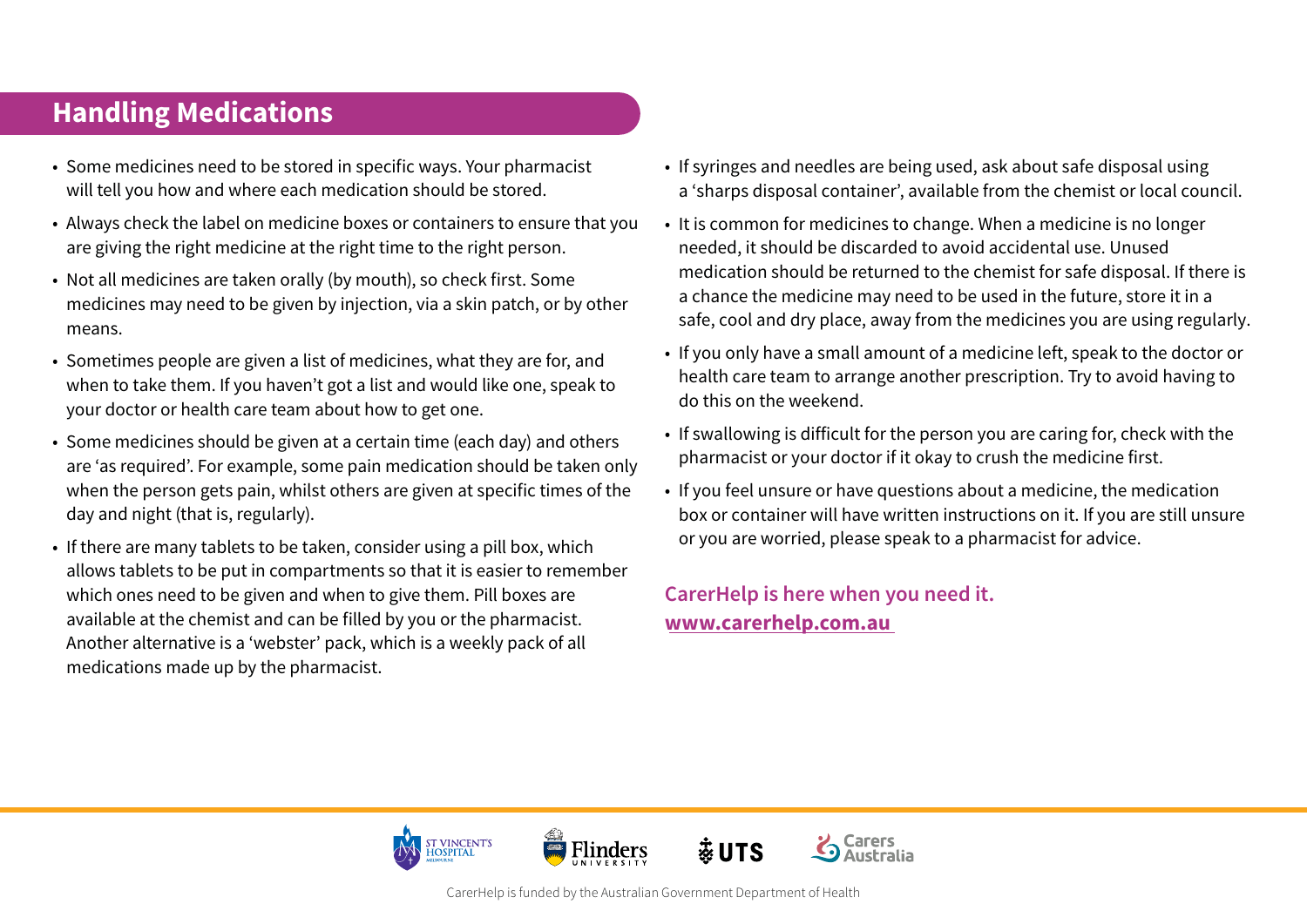## Handling Medications

- Some medicines need to be stored in specific ways. Your pharmacist will tell you how and where each medication should be stored.
- Always check the label on medicine boxes or containers to ensure that you are giving the right medicine at the right time to the right person.
- Not all medicines are taken orally (by mouth), so check first. Some medicines may need to be given by injection, via a skin patch, or by other means.
- Sometimes people are given a list of medicines, what they are for, and when to take them. If you haven't got a list and would like one, speak to your doctor or health care team about how to get one.
- Some medicines should be given at a certain time (each day) and others are 'as required'. For example, some pain medication should be taken only when the person gets pain, whilst others are given at specific times of the day and night (that is, regularly).
- If there are many tablets to be taken, consider using a pill box, which allows tablets to be put in compartments so that it is easier to remember which ones need to be given and when to give them. Pill boxes are available at the chemist and can be filled by you or the pharmacist. Another alternative is a 'webster' pack, which is a weekly pack of all medications made up by the pharmacist.
- If syringes and needles are being used, ask about safe disposal using a 'sharps disposal container', available from the chemist or local council.
- It is common for medicines to change. When a medicine is no longer needed, it should be discarded to avoid accidental use. Unused medication should be returned to the chemist for safe disposal. If there is a chance the medicine may need to be used in the future, store it in a safe, cool and dry place, away from the medicines you are using regularly.
- If you only have a small amount of a medicine left, speak to the doctor or health care team to arrange another prescription. Try to avoid having to do this on the weekend.
- If swallowing is difficult for the person you are caring for, check with the pharmacist or your doctor if it okay to crush the medicine first.
- If you feel unsure or have questions about a medicine, the medication box or container will have written instructions on it. If you are still unsure or you are worried, please speak to a pharmacist for advice.

**CarerHelp is here when you need it.**
**www.carerhelp.com.au**

St Vincent's Hospital Melbourne | Flinders University | UTS | Carers Australia

CarerHelp is funded by the Australian Government Department of Health